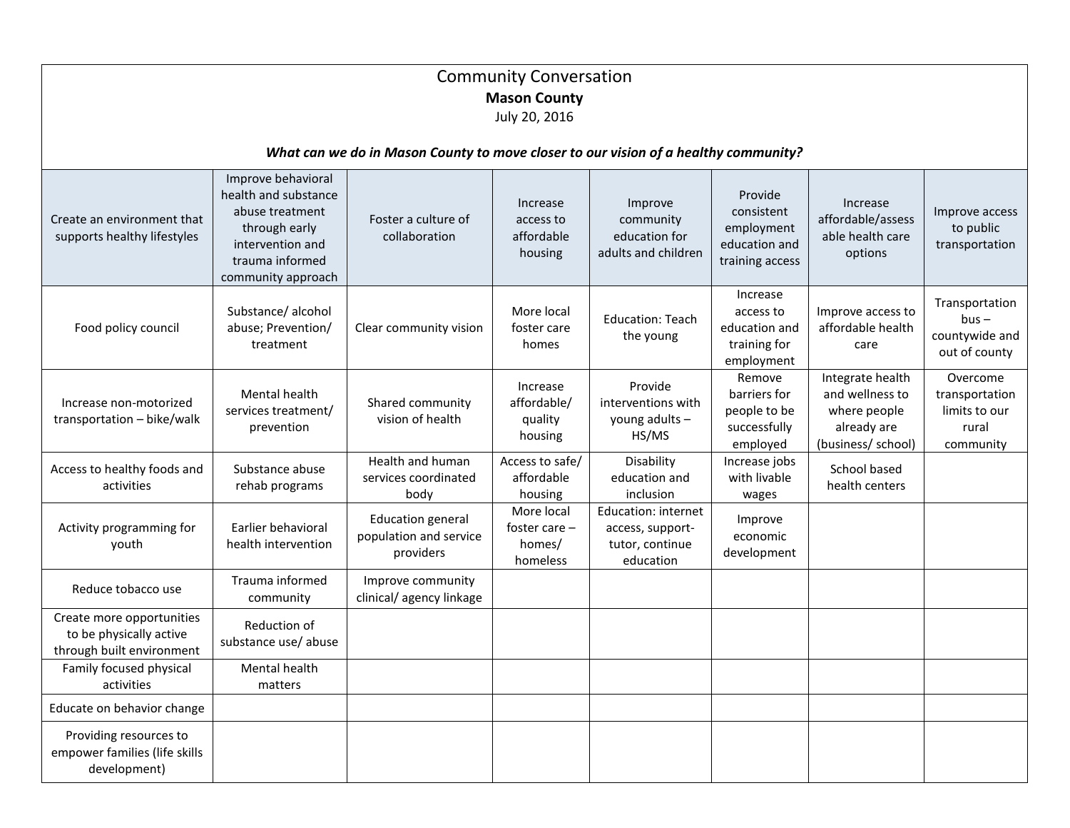# Community Conversation

## Mason County

July 20, 2016

***What can we do in Mason County to move closer to our vision of a healthy community?***

| Create an environment that supports healthy lifestyles | Improve behavioral health and substance abuse treatment through early intervention and trauma informed community approach | Foster a culture of collaboration | Increase access to affordable housing | Improve community education for adults and children | Provide consistent employment education and training access | Increase affordable/assessable health care options | Improve access to public transportation |
|---|---|---|---|---|---|---|---|
| Food policy council | Substance/ alcohol abuse; Prevention/ treatment | Clear community vision | More local foster care homes | Education: Teach the young | Increase access to education and training for employment | Improve access to affordable health care | Transportation bus – countywide and out of county |
| Increase non-motorized transportation – bike/walk | Mental health services treatment/ prevention | Shared community vision of health | Increase affordable/ quality housing | Provide interventions with young adults – HS/MS | Remove barriers for people to be successfully employed | Integrate health and wellness to where people already are (business/ school) | Overcome transportation limits to our rural community |
| Access to healthy foods and activities | Substance abuse rehab programs | Health and human services coordinated body | Access to safe/ affordable housing | Disability education and inclusion | Increase jobs with livable wages | School based health centers | |
| Activity programming for youth | Earlier behavioral health intervention | Education general population and service providers | More local foster care – homes/ homeless | Education: internet access, support-tutor, continue education | Improve economic development | | |
| Reduce tobacco use | Trauma informed community | Improve community clinical/ agency linkage | | | | | |
| Create more opportunities to be physically active through built environment | Reduction of substance use/ abuse | | | | | | |
| Family focused physical activities | Mental health matters | | | | | | |
| Educate on behavior change | | | | | | | |
| Providing resources to empower families (life skills development) | | | | | | | |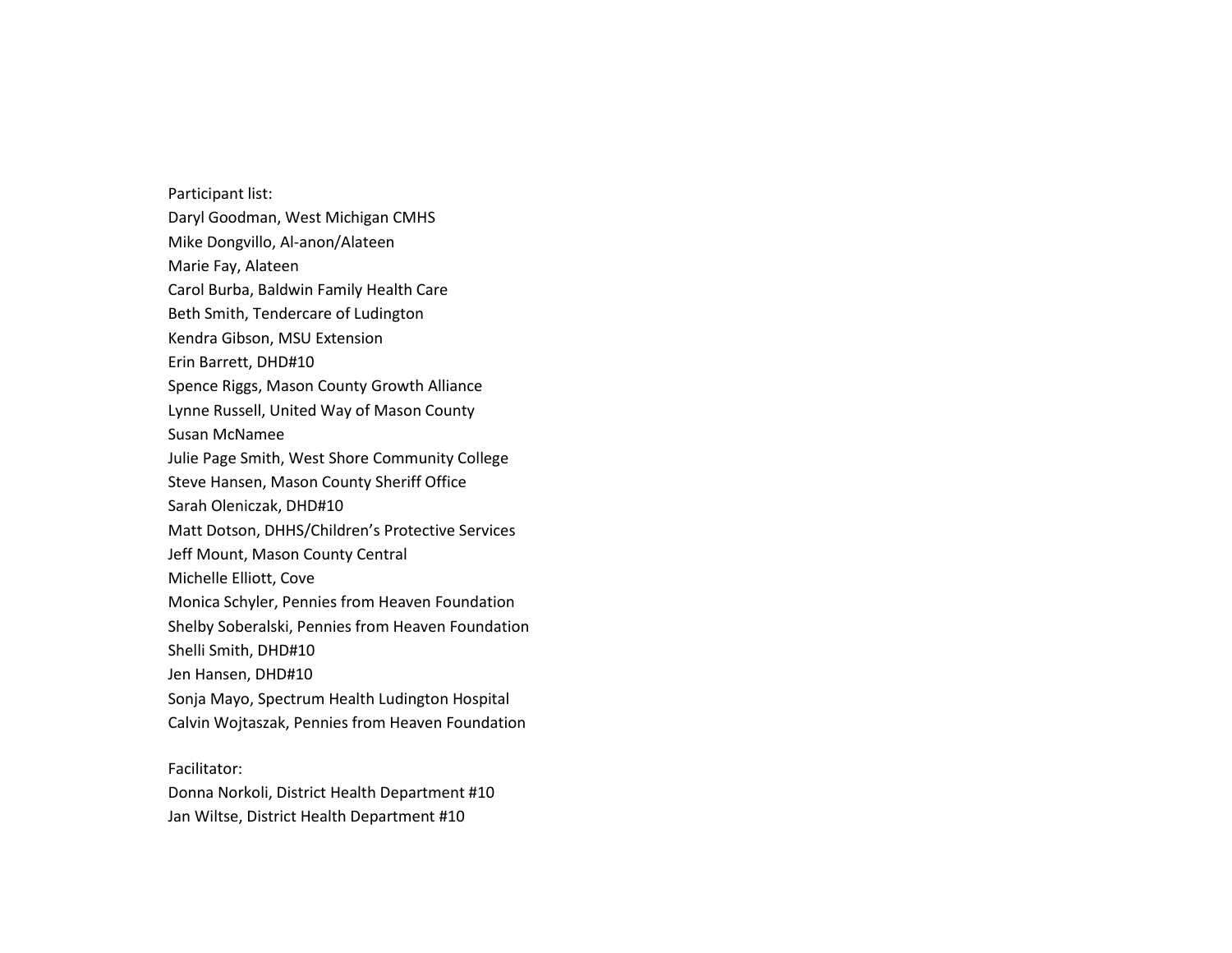Participant list:

Daryl Goodman, West Michigan CMHS
Mike Dongvillo, Al-anon/Alateen
Marie Fay, Alateen
Carol Burba, Baldwin Family Health Care
Beth Smith, Tendercare of Ludington
Kendra Gibson, MSU Extension
Erin Barrett, DHD#10
Spence Riggs, Mason County Growth Alliance
Lynne Russell, United Way of Mason County
Susan McNamee
Julie Page Smith, West Shore Community College
Steve Hansen, Mason County Sheriff Office
Sarah Oleniczak, DHD#10
Matt Dotson, DHHS/Children's Protective Services
Jeff Mount, Mason County Central
Michelle Elliott, Cove
Monica Schyler, Pennies from Heaven Foundation
Shelby Soberalski, Pennies from Heaven Foundation
Shelli Smith, DHD#10
Jen Hansen, DHD#10
Sonja Mayo, Spectrum Health Ludington Hospital
Calvin Wojtaszak, Pennies from Heaven Foundation

Facilitator:

Donna Norkoli, District Health Department #10
Jan Wiltse, District Health Department #10